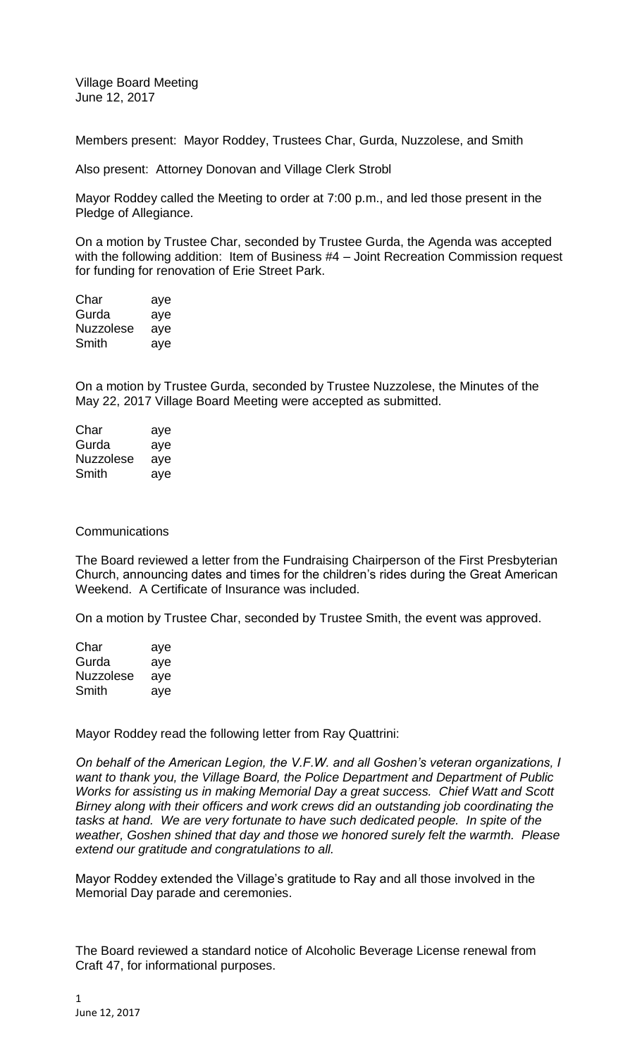Village Board Meeting
June 12, 2017

Members present: Mayor Roddey, Trustees Char, Gurda, Nuzzolese, and Smith

Also present: Attorney Donovan and Village Clerk Strobl

Mayor Roddey called the Meeting to order at 7:00 p.m., and led those present in the Pledge of Allegiance.

On a motion by Trustee Char, seconded by Trustee Gurda, the Agenda was accepted with the following addition: Item of Business #4 – Joint Recreation Commission request for funding for renovation of Erie Street Park.

| | |
|---|---|
| Char | aye |
| Gurda | aye |
| Nuzzolese | aye |
| Smith | aye |

On a motion by Trustee Gurda, seconded by Trustee Nuzzolese, the Minutes of the May 22, 2017 Village Board Meeting were accepted as submitted.

| | |
|---|---|
| Char | aye |
| Gurda | aye |
| Nuzzolese | aye |
| Smith | aye |

Communications

The Board reviewed a letter from the Fundraising Chairperson of the First Presbyterian Church, announcing dates and times for the children's rides during the Great American Weekend. A Certificate of Insurance was included.

On a motion by Trustee Char, seconded by Trustee Smith, the event was approved.

| | |
|---|---|
| Char | aye |
| Gurda | aye |
| Nuzzolese | aye |
| Smith | aye |

Mayor Roddey read the following letter from Ray Quattrini:

*On behalf of the American Legion, the V.F.W. and all Goshen's veteran organizations, I want to thank you, the Village Board, the Police Department and Department of Public Works for assisting us in making Memorial Day a great success. Chief Watt and Scott Birney along with their officers and work crews did an outstanding job coordinating the tasks at hand. We are very fortunate to have such dedicated people. In spite of the weather, Goshen shined that day and those we honored surely felt the warmth. Please extend our gratitude and congratulations to all.*

Mayor Roddey extended the Village's gratitude to Ray and all those involved in the Memorial Day parade and ceremonies.

The Board reviewed a standard notice of Alcoholic Beverage License renewal from Craft 47, for informational purposes.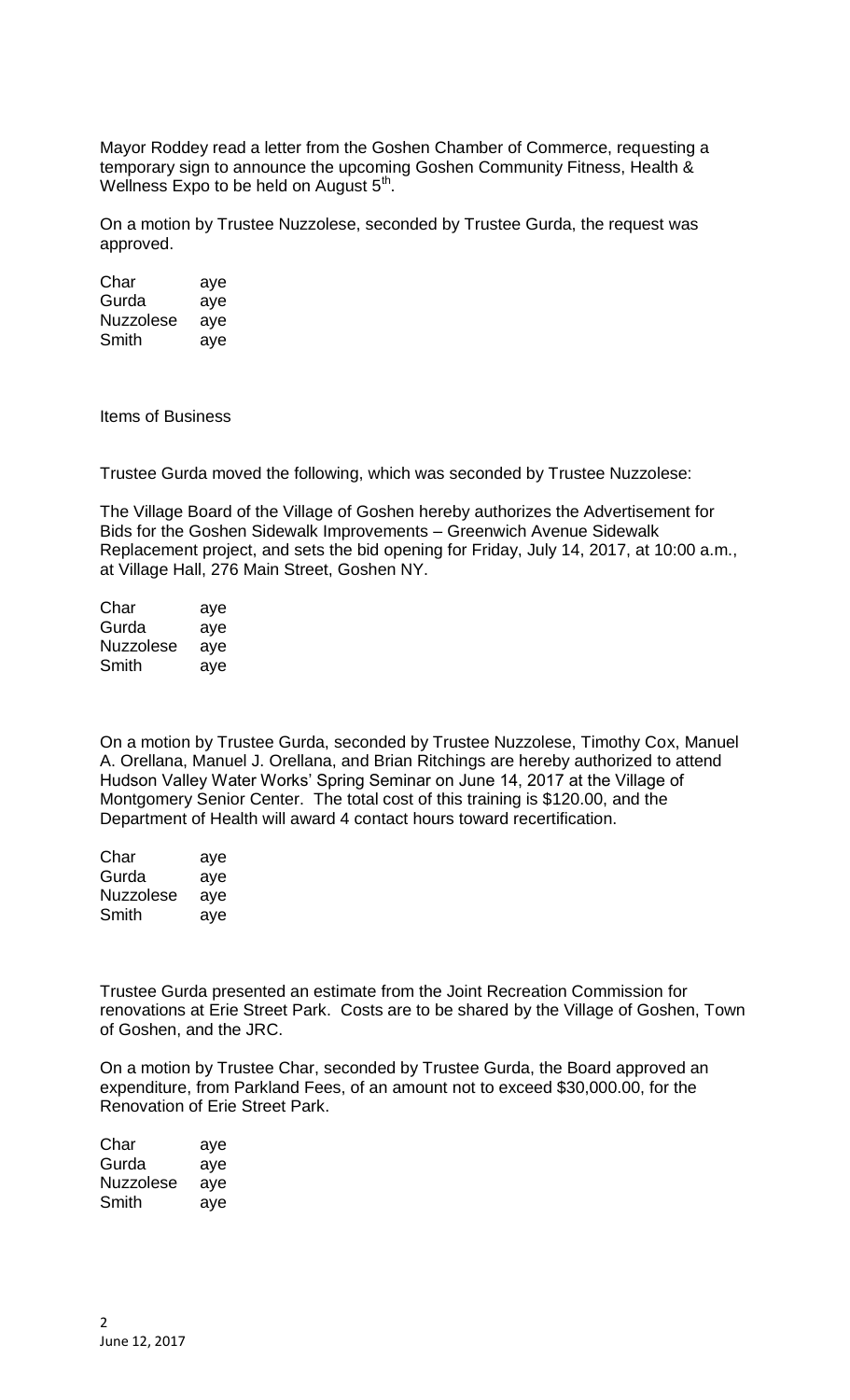Mayor Roddey read a letter from the Goshen Chamber of Commerce, requesting a temporary sign to announce the upcoming Goshen Community Fitness, Health & Wellness Expo to be held on August 5th.

On a motion by Trustee Nuzzolese, seconded by Trustee Gurda, the request was approved.

| | |
|---|---|
| Char | aye |
| Gurda | aye |
| Nuzzolese | aye |
| Smith | aye |

Items of Business

Trustee Gurda moved the following, which was seconded by Trustee Nuzzolese:

The Village Board of the Village of Goshen hereby authorizes the Advertisement for Bids for the Goshen Sidewalk Improvements – Greenwich Avenue Sidewalk Replacement project, and sets the bid opening for Friday, July 14, 2017, at 10:00 a.m., at Village Hall, 276 Main Street, Goshen NY.

| | |
|---|---|
| Char | aye |
| Gurda | aye |
| Nuzzolese | aye |
| Smith | aye |

On a motion by Trustee Gurda, seconded by Trustee Nuzzolese, Timothy Cox, Manuel A. Orellana, Manuel J. Orellana, and Brian Ritchings are hereby authorized to attend Hudson Valley Water Works' Spring Seminar on June 14, 2017 at the Village of Montgomery Senior Center. The total cost of this training is $120.00, and the Department of Health will award 4 contact hours toward recertification.

| | |
|---|---|
| Char | aye |
| Gurda | aye |
| Nuzzolese | aye |
| Smith | aye |

Trustee Gurda presented an estimate from the Joint Recreation Commission for renovations at Erie Street Park. Costs are to be shared by the Village of Goshen, Town of Goshen, and the JRC.

On a motion by Trustee Char, seconded by Trustee Gurda, the Board approved an expenditure, from Parkland Fees, of an amount not to exceed $30,000.00, for the Renovation of Erie Street Park.

| | |
|---|---|
| Char | aye |
| Gurda | aye |
| Nuzzolese | aye |
| Smith | aye |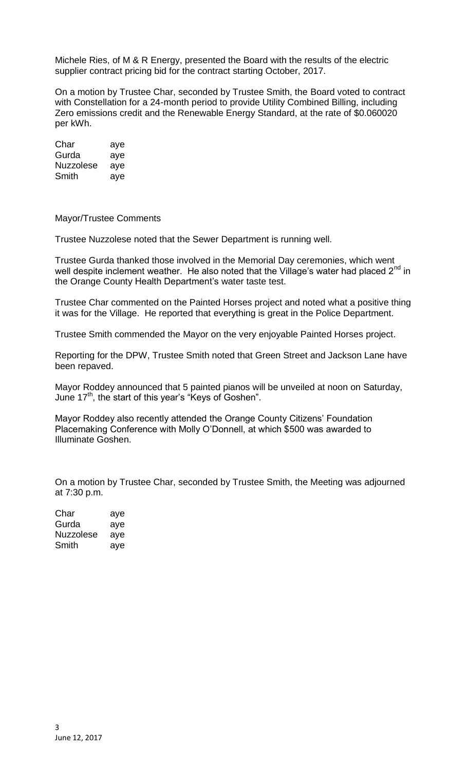Michele Ries, of M & R Energy, presented the Board with the results of the electric supplier contract pricing bid for the contract starting October, 2017.

On a motion by Trustee Char, seconded by Trustee Smith, the Board voted to contract with Constellation for a 24-month period to provide Utility Combined Billing, including Zero emissions credit and the Renewable Energy Standard, at the rate of $0.060020 per kWh.

| | |
|---|---|
| Char | aye |
| Gurda | aye |
| Nuzzolese | aye |
| Smith | aye |

Mayor/Trustee Comments

Trustee Nuzzolese noted that the Sewer Department is running well.

Trustee Gurda thanked those involved in the Memorial Day ceremonies, which went well despite inclement weather. He also noted that the Village's water had placed 2nd in the Orange County Health Department's water taste test.

Trustee Char commented on the Painted Horses project and noted what a positive thing it was for the Village. He reported that everything is great in the Police Department.

Trustee Smith commended the Mayor on the very enjoyable Painted Horses project.

Reporting for the DPW, Trustee Smith noted that Green Street and Jackson Lane have been repaved.

Mayor Roddey announced that 5 painted pianos will be unveiled at noon on Saturday, June 17th, the start of this year's "Keys of Goshen".

Mayor Roddey also recently attended the Orange County Citizens' Foundation Placemaking Conference with Molly O'Donnell, at which $500 was awarded to Illuminate Goshen.

On a motion by Trustee Char, seconded by Trustee Smith, the Meeting was adjourned at 7:30 p.m.

| | |
|---|---|
| Char | aye |
| Gurda | aye |
| Nuzzolese | aye |
| Smith | aye |